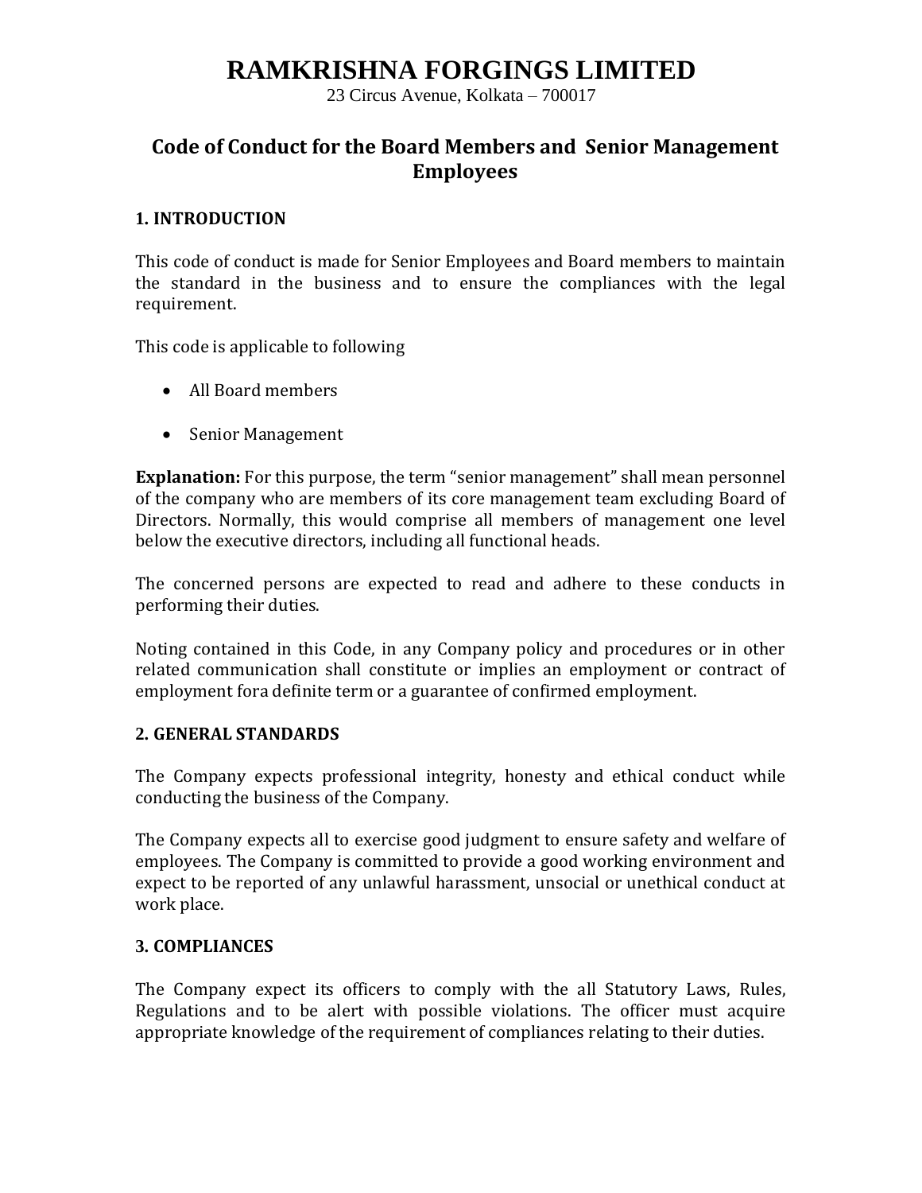# RAMKRISHNA FORGINGS LIMITED

23 Circus Avenue, Kolkata – 700017

## Code of Conduct for the Board Members and Senior Management Employees

### 1. INTRODUCTION

This code of conduct is made for Senior Employees and Board members to maintain the standard in the business and to ensure the compliances with the legal requirement.

This code is applicable to following

- All Board members
- Senior Management

**Explanation:** For this purpose, the term "senior management" shall mean personnel of the company who are members of its core management team excluding Board of Directors. Normally, this would comprise all members of management one level below the executive directors, including all functional heads.

The concerned persons are expected to read and adhere to these conducts in performing their duties.

Noting contained in this Code, in any Company policy and procedures or in other related communication shall constitute or implies an employment or contract of employment fora definite term or a guarantee of confirmed employment.

### 2. GENERAL STANDARDS

The Company expects professional integrity, honesty and ethical conduct while conducting the business of the Company.

The Company expects all to exercise good judgment to ensure safety and welfare of employees. The Company is committed to provide a good working environment and expect to be reported of any unlawful harassment, unsocial or unethical conduct at work place.

### 3. COMPLIANCES

The Company expect its officers to comply with the all Statutory Laws, Rules, Regulations and to be alert with possible violations. The officer must acquire appropriate knowledge of the requirement of compliances relating to their duties.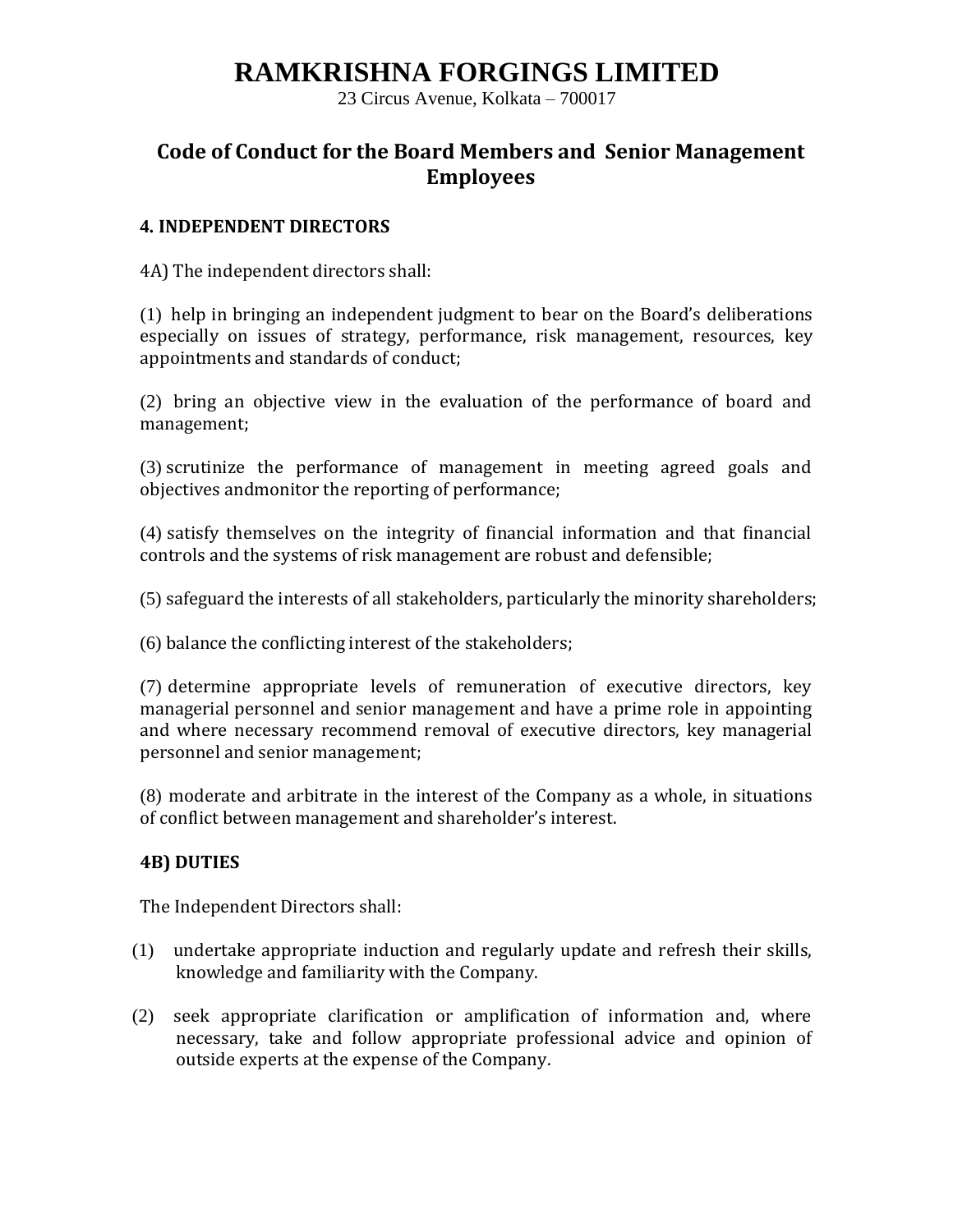# RAMKRISHNA FORGINGS LIMITED

23 Circus Avenue, Kolkata – 700017

## Code of Conduct for the Board Members and Senior Management Employees

### 4. INDEPENDENT DIRECTORS

4A) The independent directors shall:

(1) help in bringing an independent judgment to bear on the Board's deliberations especially on issues of strategy, performance, risk management, resources, key appointments and standards of conduct;

(2) bring an objective view in the evaluation of the performance of board and management;

(3) scrutinize the performance of management in meeting agreed goals and objectives andmonitor the reporting of performance;

(4) satisfy themselves on the integrity of financial information and that financial controls and the systems of risk management are robust and defensible;

(5) safeguard the interests of all stakeholders, particularly the minority shareholders;

(6) balance the conflicting interest of the stakeholders;

(7) determine appropriate levels of remuneration of executive directors, key managerial personnel and senior management and have a prime role in appointing and where necessary recommend removal of executive directors, key managerial personnel and senior management;

(8) moderate and arbitrate in the interest of the Company as a whole, in situations of conflict between management and shareholder's interest.

### 4B) DUTIES

The Independent Directors shall:

(1) undertake appropriate induction and regularly update and refresh their skills, knowledge and familiarity with the Company.

(2) seek appropriate clarification or amplification of information and, where necessary, take and follow appropriate professional advice and opinion of outside experts at the expense of the Company.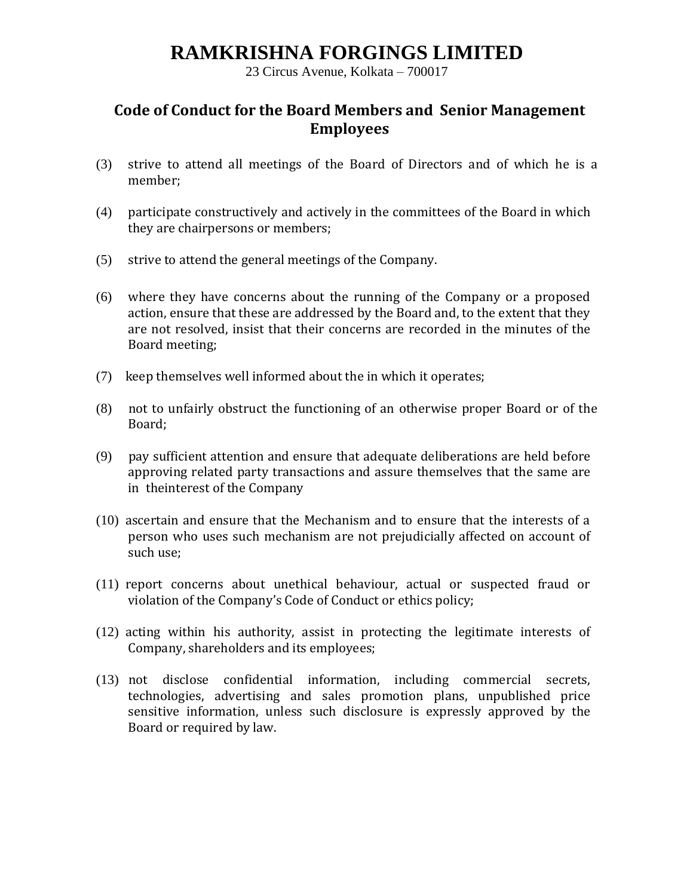# RAMKRISHNA FORGINGS LIMITED

23 Circus Avenue, Kolkata – 700017

## Code of Conduct for the Board Members and Senior Management Employees

(3) strive to attend all meetings of the Board of Directors and of which he is a member;

(4) participate constructively and actively in the committees of the Board in which they are chairpersons or members;

(5) strive to attend the general meetings of the Company.

(6) where they have concerns about the running of the Company or a proposed action, ensure that these are addressed by the Board and, to the extent that they are not resolved, insist that their concerns are recorded in the minutes of the Board meeting;

(7) keep themselves well informed about the in which it operates;

(8) not to unfairly obstruct the functioning of an otherwise proper Board or of the Board;

(9) pay sufficient attention and ensure that adequate deliberations are held before approving related party transactions and assure themselves that the same are in theinterest of the Company

(10) ascertain and ensure that the Mechanism and to ensure that the interests of a person who uses such mechanism are not prejudicially affected on account of such use;

(11) report concerns about unethical behaviour, actual or suspected fraud or violation of the Company's Code of Conduct or ethics policy;

(12) acting within his authority, assist in protecting the legitimate interests of Company, shareholders and its employees;

(13) not disclose confidential information, including commercial secrets, technologies, advertising and sales promotion plans, unpublished price sensitive information, unless such disclosure is expressly approved by the Board or required by law.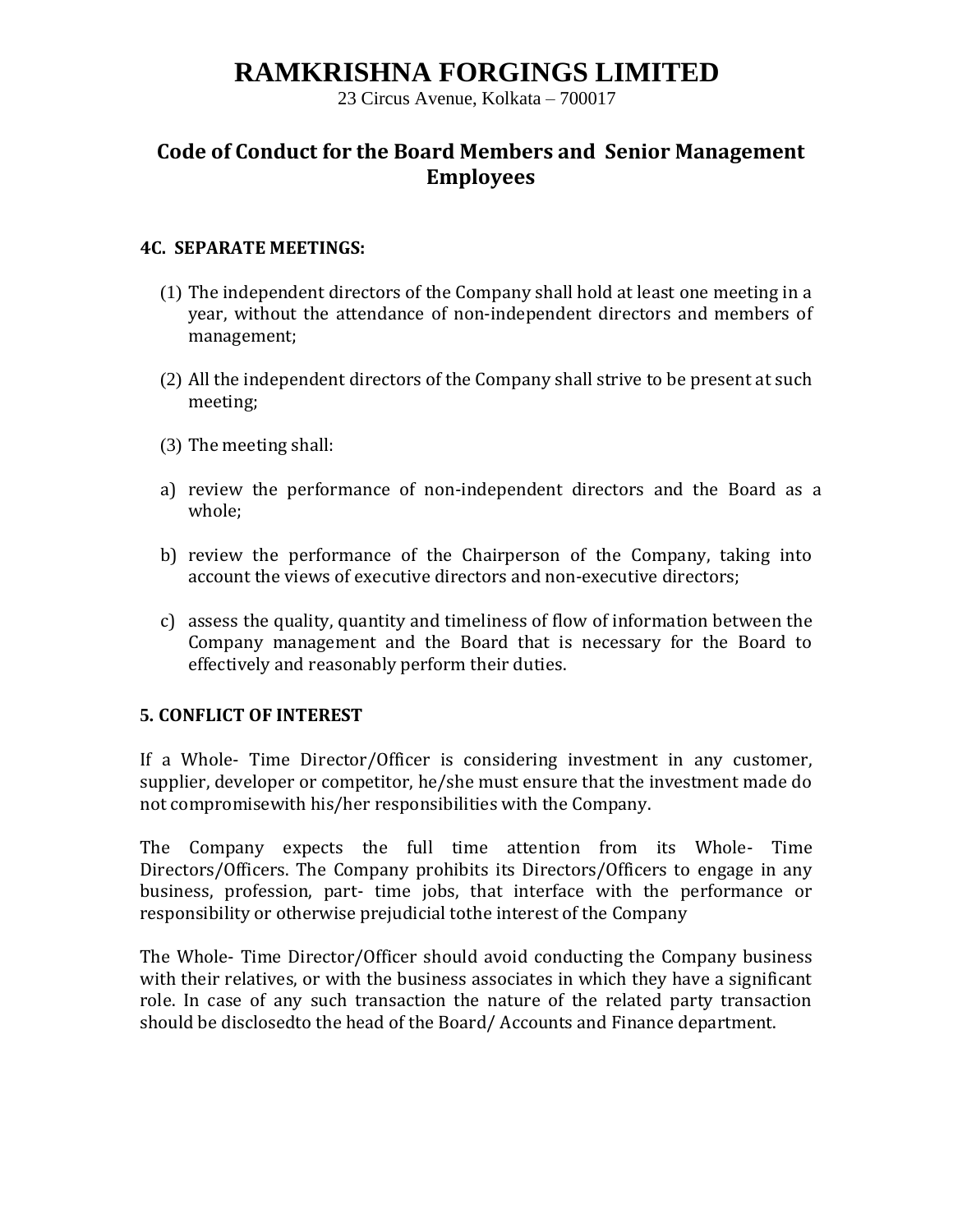# RAMKRISHNA FORGINGS LIMITED

23 Circus Avenue, Kolkata – 700017

## Code of Conduct for the Board Members and Senior Management Employees

**4C. SEPARATE MEETINGS:**

(1) The independent directors of the Company shall hold at least one meeting in a year, without the attendance of non-independent directors and members of management;

(2) All the independent directors of the Company shall strive to be present at such meeting;

(3) The meeting shall:

a) review the performance of non-independent directors and the Board as a whole;

b) review the performance of the Chairperson of the Company, taking into account the views of executive directors and non-executive directors;

c) assess the quality, quantity and timeliness of flow of information between the Company management and the Board that is necessary for the Board to effectively and reasonably perform their duties.

**5. CONFLICT OF INTEREST**

If a Whole- Time Director/Officer is considering investment in any customer, supplier, developer or competitor, he/she must ensure that the investment made do not compromisewith his/her responsibilities with the Company.

The Company expects the full time attention from its Whole- Time Directors/Officers. The Company prohibits its Directors/Officers to engage in any business, profession, part- time jobs, that interface with the performance or responsibility or otherwise prejudicial tothe interest of the Company

The Whole- Time Director/Officer should avoid conducting the Company business with their relatives, or with the business associates in which they have a significant role. In case of any such transaction the nature of the related party transaction should be disclosedto the head of the Board/ Accounts and Finance department.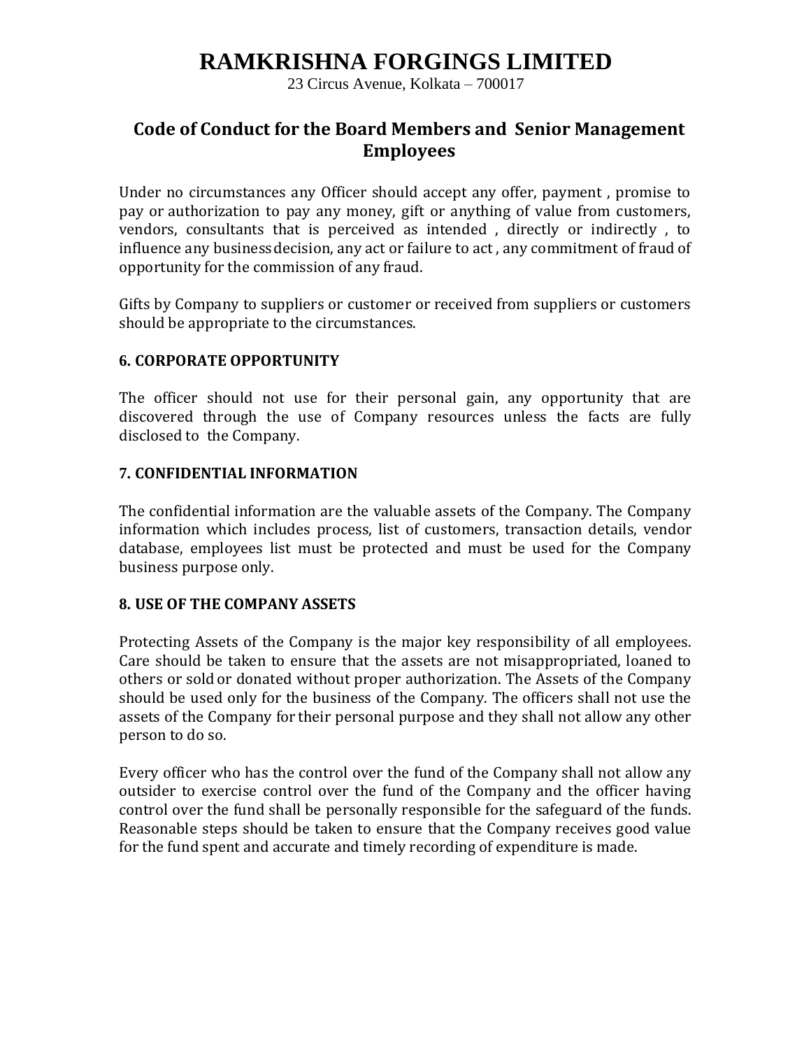# RAMKRISHNA FORGINGS LIMITED

23 Circus Avenue, Kolkata – 700017

## Code of Conduct for the Board Members and Senior Management Employees

Under no circumstances any Officer should accept any offer, payment , promise to pay or authorization to pay any money, gift or anything of value from customers, vendors, consultants that is perceived as intended , directly or indirectly , to influence any business decision, any act or failure to act , any commitment of fraud of opportunity for the commission of any fraud.

Gifts by Company to suppliers or customer or received from suppliers or customers should be appropriate to the circumstances.

**6. CORPORATE OPPORTUNITY**

The officer should not use for their personal gain, any opportunity that are discovered through the use of Company resources unless the facts are fully disclosed to the Company.

**7. CONFIDENTIAL INFORMATION**

The confidential information are the valuable assets of the Company. The Company information which includes process, list of customers, transaction details, vendor database, employees list must be protected and must be used for the Company business purpose only.

**8. USE OF THE COMPANY ASSETS**

Protecting Assets of the Company is the major key responsibility of all employees. Care should be taken to ensure that the assets are not misappropriated, loaned to others or sold or donated without proper authorization. The Assets of the Company should be used only for the business of the Company. The officers shall not use the assets of the Company for their personal purpose and they shall not allow any other person to do so.

Every officer who has the control over the fund of the Company shall not allow any outsider to exercise control over the fund of the Company and the officer having control over the fund shall be personally responsible for the safeguard of the funds. Reasonable steps should be taken to ensure that the Company receives good value for the fund spent and accurate and timely recording of expenditure is made.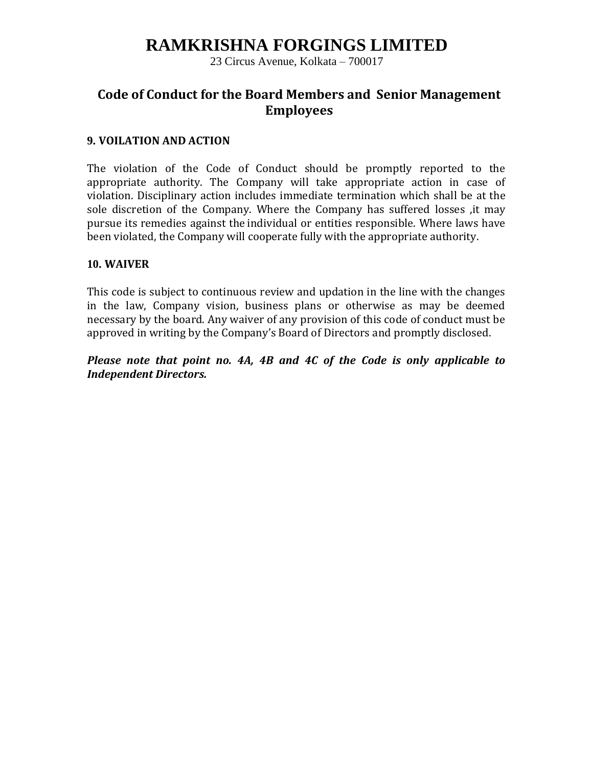# RAMKRISHNA FORGINGS LIMITED

23 Circus Avenue, Kolkata – 700017

## Code of Conduct for the Board Members and Senior Management Employees

**9. VOILATION AND ACTION**

The violation of the Code of Conduct should be promptly reported to the appropriate authority. The Company will take appropriate action in case of violation. Disciplinary action includes immediate termination which shall be at the sole discretion of the Company. Where the Company has suffered losses ,it may pursue its remedies against the individual or entities responsible. Where laws have been violated, the Company will cooperate fully with the appropriate authority.

**10. WAIVER**

This code is subject to continuous review and updation in the line with the changes in the law, Company vision, business plans or otherwise as may be deemed necessary by the board. Any waiver of any provision of this code of conduct must be approved in writing by the Company's Board of Directors and promptly disclosed.

***Please note that point no. 4A, 4B and 4C of the Code is only applicable to Independent Directors.***